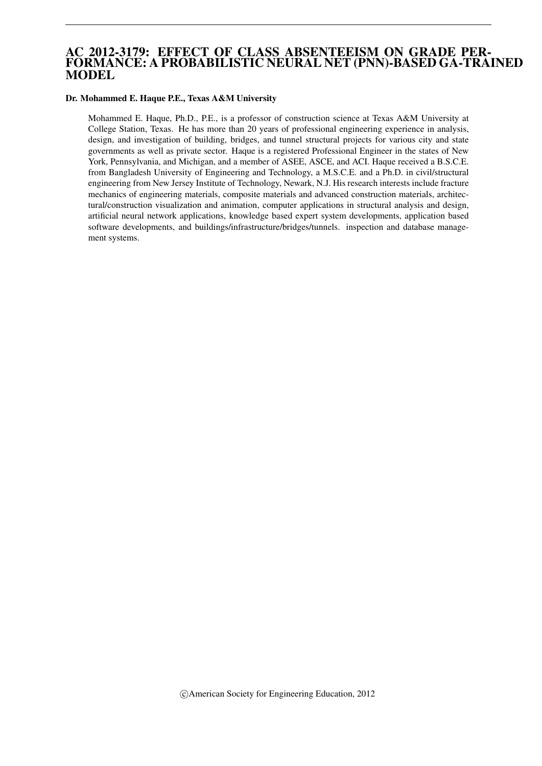# AC 2012-3179: EFFECT OF CLASS ABSENTEEISM ON GRADE PERFORMANCE: A PROBABILISTIC NEURAL NET (PNN)-BASED GA-TRAINED MODEL

**Dr. Mohammed E. Haque P.E., Texas A&M University**

Mohammed E. Haque, Ph.D., P.E., is a professor of construction science at Texas A&M University at College Station, Texas. He has more than 20 years of professional engineering experience in analysis, design, and investigation of building, bridges, and tunnel structural projects for various city and state governments as well as private sector. Haque is a registered Professional Engineer in the states of New York, Pennsylvania, and Michigan, and a member of ASEE, ASCE, and ACI. Haque received a B.S.C.E. from Bangladesh University of Engineering and Technology, a M.S.C.E. and a Ph.D. in civil/structural engineering from New Jersey Institute of Technology, Newark, N.J. His research interests include fracture mechanics of engineering materials, composite materials and advanced construction materials, architectural/construction visualization and animation, computer applications in structural analysis and design, artificial neural network applications, knowledge based expert system developments, application based software developments, and buildings/infrastructure/bridges/tunnels. inspection and database management systems.

©American Society for Engineering Education, 2012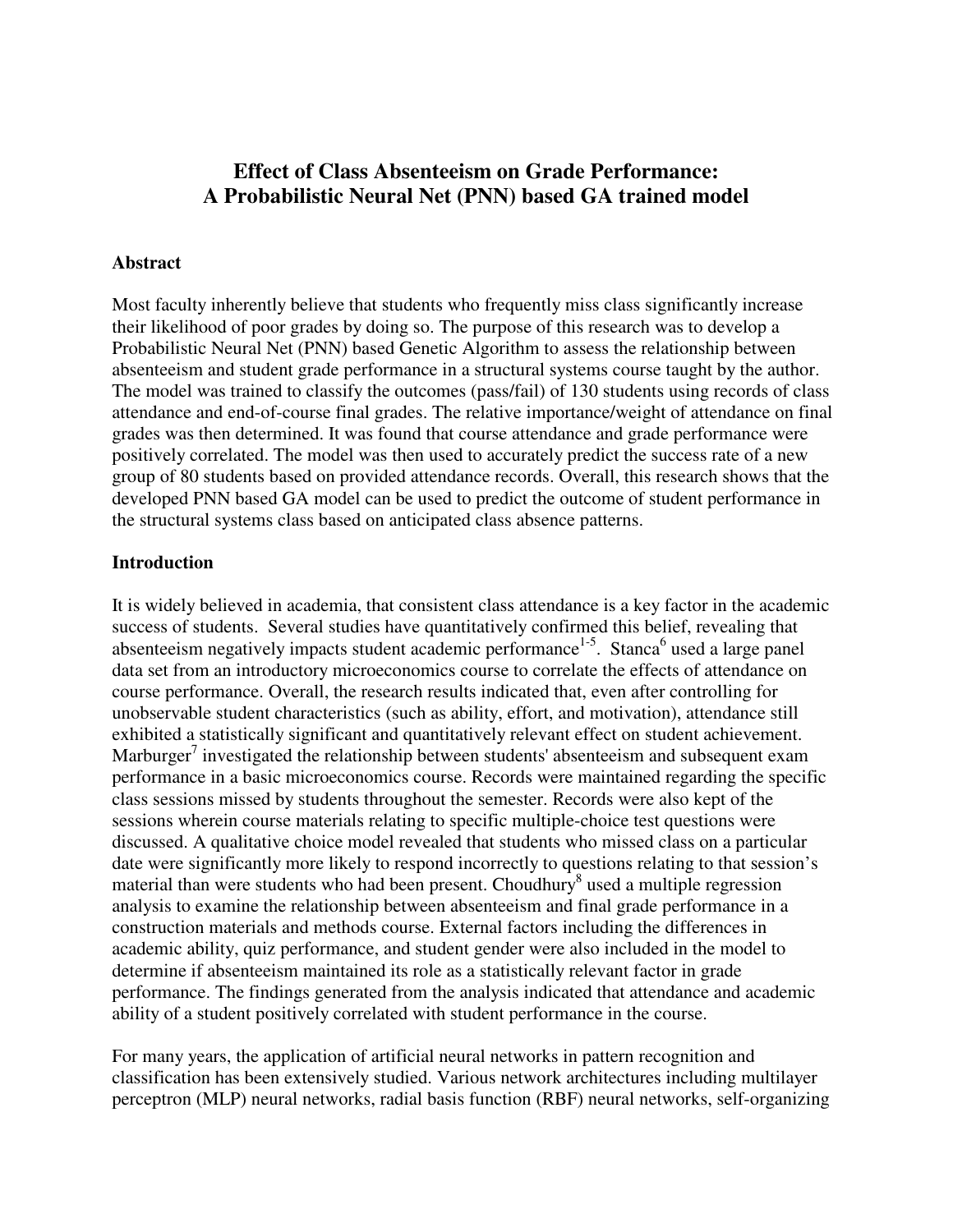# Effect of Class Absenteeism on Grade Performance: A Probabilistic Neural Net (PNN) based GA trained model

## Abstract

Most faculty inherently believe that students who frequently miss class significantly increase their likelihood of poor grades by doing so. The purpose of this research was to develop a Probabilistic Neural Net (PNN) based Genetic Algorithm to assess the relationship between absenteeism and student grade performance in a structural systems course taught by the author. The model was trained to classify the outcomes (pass/fail) of 130 students using records of class attendance and end-of-course final grades. The relative importance/weight of attendance on final grades was then determined. It was found that course attendance and grade performance were positively correlated. The model was then used to accurately predict the success rate of a new group of 80 students based on provided attendance records. Overall, this research shows that the developed PNN based GA model can be used to predict the outcome of student performance in the structural systems class based on anticipated class absence patterns.

## Introduction

It is widely believed in academia, that consistent class attendance is a key factor in the academic success of students. Several studies have quantitatively confirmed this belief, revealing that absenteeism negatively impacts student academic performance[1-5]. Stanca[6] used a large panel data set from an introductory microeconomics course to correlate the effects of attendance on course performance. Overall, the research results indicated that, even after controlling for unobservable student characteristics (such as ability, effort, and motivation), attendance still exhibited a statistically significant and quantitatively relevant effect on student achievement. Marburger[7] investigated the relationship between students' absenteeism and subsequent exam performance in a basic microeconomics course. Records were maintained regarding the specific class sessions missed by students throughout the semester. Records were also kept of the sessions wherein course materials relating to specific multiple-choice test questions were discussed. A qualitative choice model revealed that students who missed class on a particular date were significantly more likely to respond incorrectly to questions relating to that session's material than were students who had been present. Choudhury[8] used a multiple regression analysis to examine the relationship between absenteeism and final grade performance in a construction materials and methods course. External factors including the differences in academic ability, quiz performance, and student gender were also included in the model to determine if absenteeism maintained its role as a statistically relevant factor in grade performance. The findings generated from the analysis indicated that attendance and academic ability of a student positively correlated with student performance in the course.

For many years, the application of artificial neural networks in pattern recognition and classification has been extensively studied. Various network architectures including multilayer perceptron (MLP) neural networks, radial basis function (RBF) neural networks, self-organizing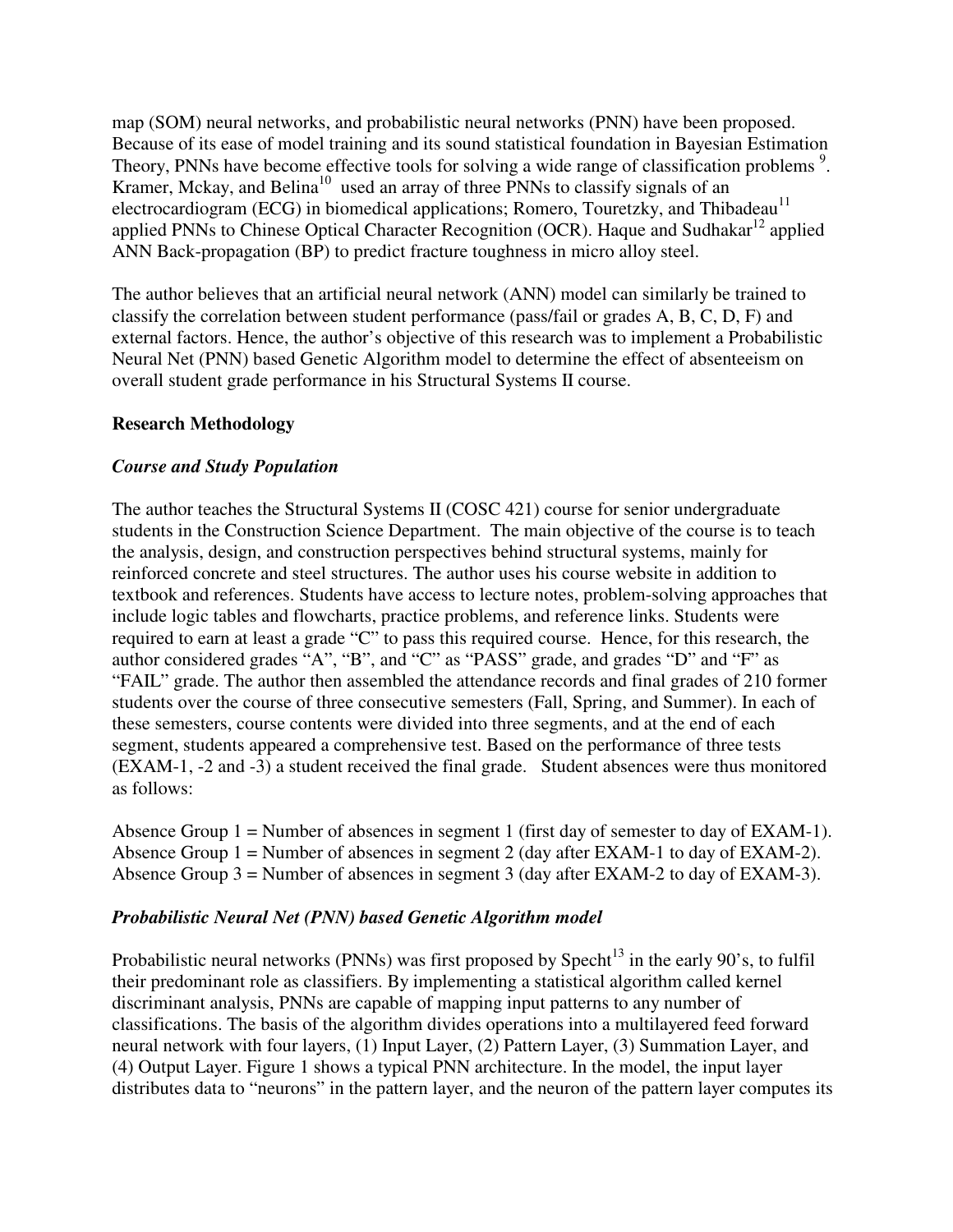map (SOM) neural networks, and probabilistic neural networks (PNN) have been proposed. Because of its ease of model training and its sound statistical foundation in Bayesian Estimation Theory, PNNs have become effective tools for solving a wide range of classification problems [9]. Kramer, Mckay, and Belina[10] used an array of three PNNs to classify signals of an electrocardiogram (ECG) in biomedical applications; Romero, Touretzky, and Thibadeau[11] applied PNNs to Chinese Optical Character Recognition (OCR). Haque and Sudhakar[12] applied ANN Back-propagation (BP) to predict fracture toughness in micro alloy steel.

The author believes that an artificial neural network (ANN) model can similarly be trained to classify the correlation between student performance (pass/fail or grades A, B, C, D, F) and external factors. Hence, the author's objective of this research was to implement a Probabilistic Neural Net (PNN) based Genetic Algorithm model to determine the effect of absenteeism on overall student grade performance in his Structural Systems II course.

## Research Methodology

### *Course and Study Population*

The author teaches the Structural Systems II (COSC 421) course for senior undergraduate students in the Construction Science Department. The main objective of the course is to teach the analysis, design, and construction perspectives behind structural systems, mainly for reinforced concrete and steel structures. The author uses his course website in addition to textbook and references. Students have access to lecture notes, problem-solving approaches that include logic tables and flowcharts, practice problems, and reference links. Students were required to earn at least a grade "C" to pass this required course. Hence, for this research, the author considered grades "A", "B", and "C" as "PASS" grade, and grades "D" and "F" as "FAIL" grade. The author then assembled the attendance records and final grades of 210 former students over the course of three consecutive semesters (Fall, Spring, and Summer). In each of these semesters, course contents were divided into three segments, and at the end of each segment, students appeared a comprehensive test. Based on the performance of three tests (EXAM-1, -2 and -3) a student received the final grade. Student absences were thus monitored as follows:

Absence Group 1 = Number of absences in segment 1 (first day of semester to day of EXAM-1).
Absence Group 1 = Number of absences in segment 2 (day after EXAM-1 to day of EXAM-2).
Absence Group 3 = Number of absences in segment 3 (day after EXAM-2 to day of EXAM-3).

### *Probabilistic Neural Net (PNN) based Genetic Algorithm model*

Probabilistic neural networks (PNNs) was first proposed by Specht[13] in the early 90's, to fulfil their predominant role as classifiers. By implementing a statistical algorithm called kernel discriminant analysis, PNNs are capable of mapping input patterns to any number of classifications. The basis of the algorithm divides operations into a multilayered feed forward neural network with four layers, (1) Input Layer, (2) Pattern Layer, (3) Summation Layer, and (4) Output Layer. Figure 1 shows a typical PNN architecture. In the model, the input layer distributes data to "neurons" in the pattern layer, and the neuron of the pattern layer computes its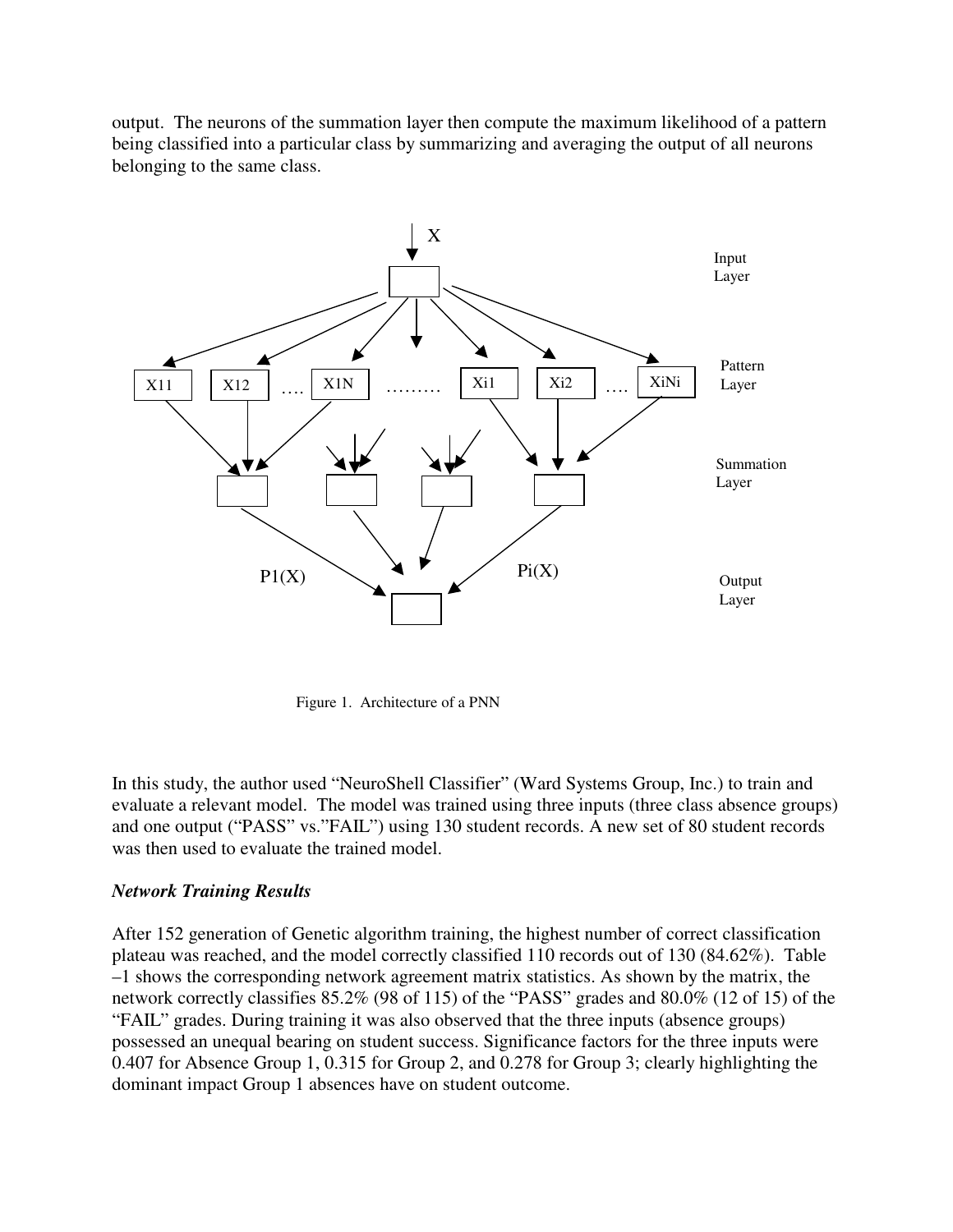output. The neurons of the summation layer then compute the maximum likelihood of a pattern being classified into a particular class by summarizing and averaging the output of all neurons belonging to the same class.

Figure 1. Architecture of a PNN

In this study, the author used "NeuroShell Classifier" (Ward Systems Group, Inc.) to train and evaluate a relevant model. The model was trained using three inputs (three class absence groups) and one output ("PASS" vs."FAIL") using 130 student records. A new set of 80 student records was then used to evaluate the trained model.

***Network Training Results***

After 152 generation of Genetic algorithm training, the highest number of correct classification plateau was reached, and the model correctly classified 110 records out of 130 (84.62%). Table –1 shows the corresponding network agreement matrix statistics. As shown by the matrix, the network correctly classifies 85.2% (98 of 115) of the "PASS" grades and 80.0% (12 of 15) of the "FAIL" grades. During training it was also observed that the three inputs (absence groups) possessed an unequal bearing on student success. Significance factors for the three inputs were 0.407 for Absence Group 1, 0.315 for Group 2, and 0.278 for Group 3; clearly highlighting the dominant impact Group 1 absences have on student outcome.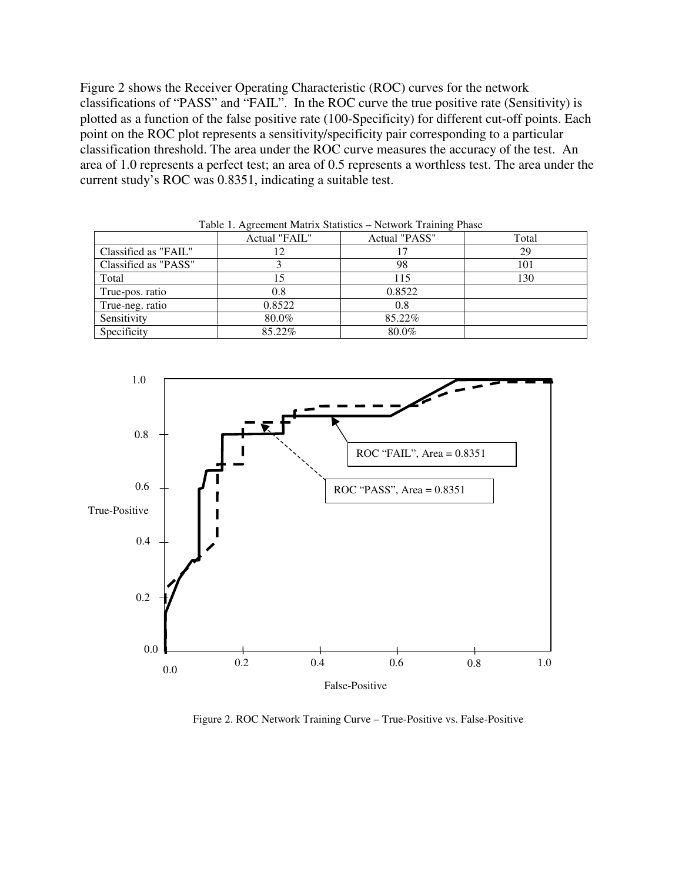Figure 2 shows the Receiver Operating Characteristic (ROC) curves for the network classifications of "PASS" and "FAIL". In the ROC curve the true positive rate (Sensitivity) is plotted as a function of the false positive rate (100-Specificity) for different cut-off points. Each point on the ROC plot represents a sensitivity/specificity pair corresponding to a particular classification threshold. The area under the ROC curve measures the accuracy of the test. An area of 1.0 represents a perfect test; an area of 0.5 represents a worthless test. The area under the current study's ROC was 0.8351, indicating a suitable test.

Table 1. Agreement Matrix Statistics – Network Training Phase

| | Actual "FAIL" | Actual "PASS" | Total |
|---|---|---|---|
| Classified as "FAIL" | 12 | 17 | 29 |
| Classified as "PASS" | 3 | 98 | 101 |
| Total | 15 | 115 | 130 |
| True-pos. ratio | 0.8 | 0.8522 | |
| True-neg. ratio | 0.8522 | 0.8 | |
| Sensitivity | 80.0% | 85.22% | |
| Specificity | 85.22% | 80.0% | |

Figure 2. ROC Network Training Curve – True-Positive vs. False-Positive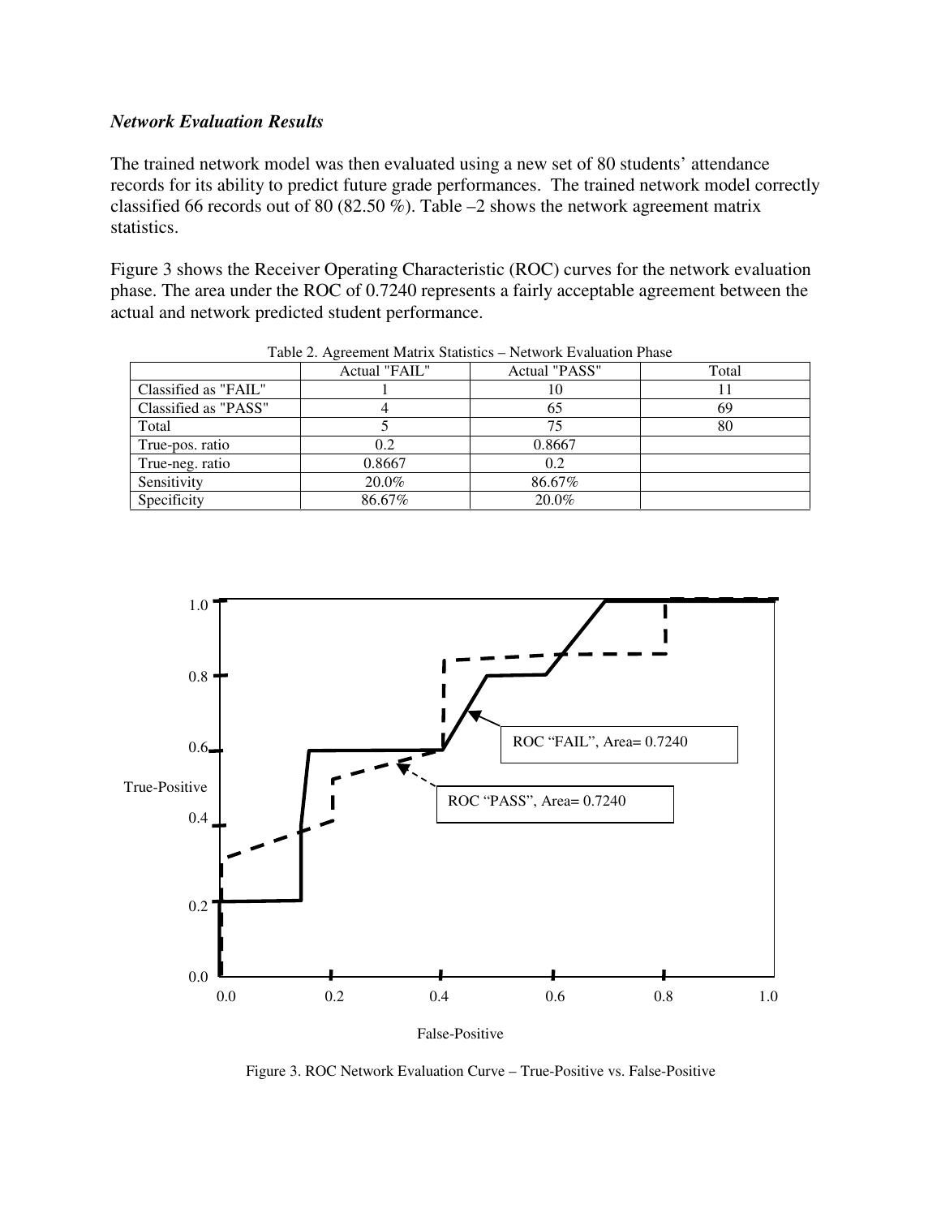### *Network Evaluation Results*

The trained network model was then evaluated using a new set of 80 students' attendance records for its ability to predict future grade performances. The trained network model correctly classified 66 records out of 80 (82.50 %). Table –2 shows the network agreement matrix statistics.

Figure 3 shows the Receiver Operating Characteristic (ROC) curves for the network evaluation phase. The area under the ROC of 0.7240 represents a fairly acceptable agreement between the actual and network predicted student performance.

Table 2. Agreement Matrix Statistics – Network Evaluation Phase

| | Actual "FAIL" | Actual "PASS" | Total |
|---|---|---|---|
| Classified as "FAIL" | 1 | 10 | 11 |
| Classified as "PASS" | 4 | 65 | 69 |
| Total | 5 | 75 | 80 |
| True-pos. ratio | 0.2 | 0.8667 | |
| True-neg. ratio | 0.8667 | 0.2 | |
| Sensitivity | 20.0% | 86.67% | |
| Specificity | 86.67% | 20.0% | |

Figure 3. ROC Network Evaluation Curve – True-Positive vs. False-Positive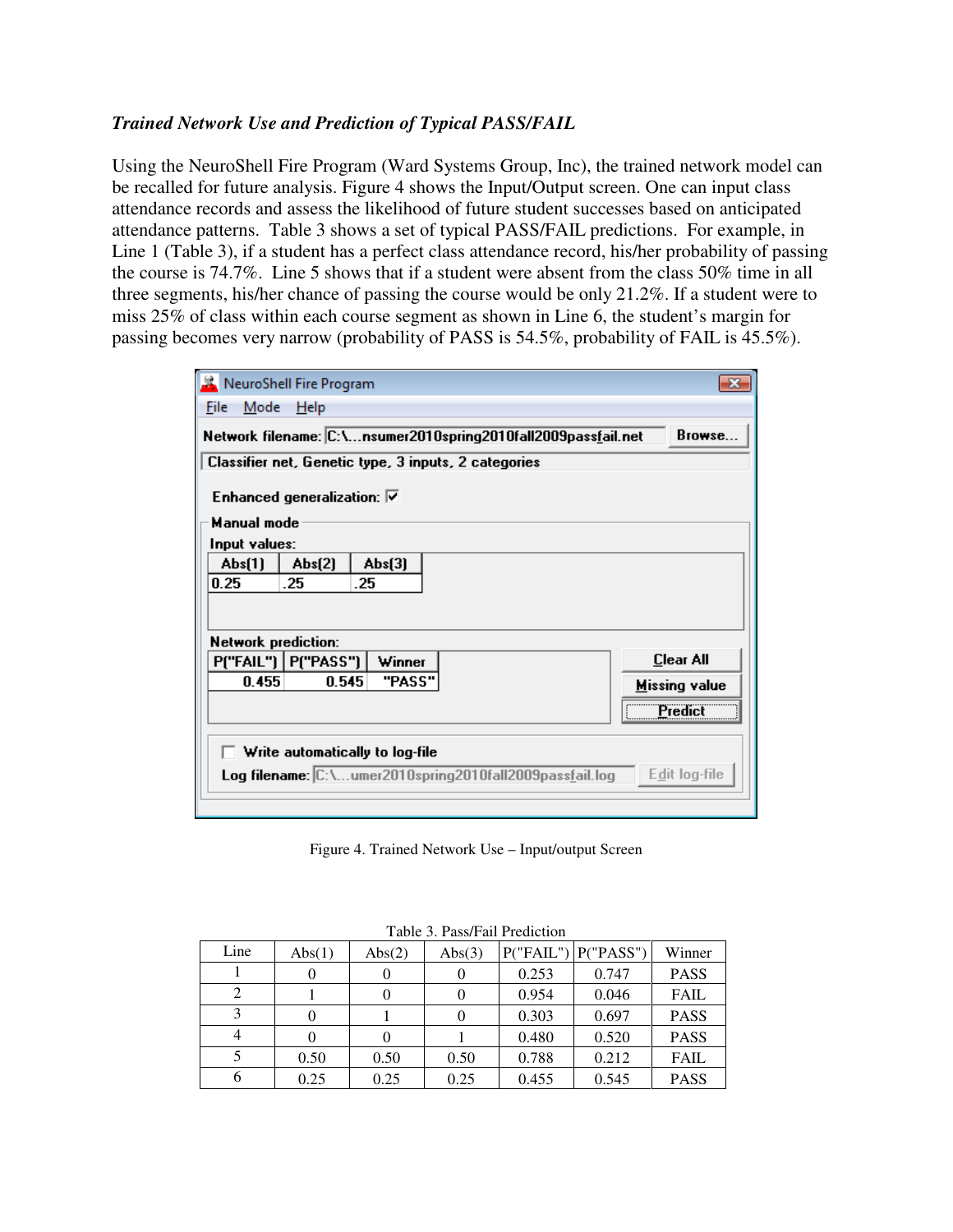***Trained Network Use and Prediction of Typical PASS/FAIL***

Using the NeuroShell Fire Program (Ward Systems Group, Inc), the trained network model can be recalled for future analysis. Figure 4 shows the Input/Output screen. One can input class attendance records and assess the likelihood of future student successes based on anticipated attendance patterns. Table 3 shows a set of typical PASS/FAIL predictions. For example, in Line 1 (Table 3), if a student has a perfect class attendance record, his/her probability of passing the course is 74.7%. Line 5 shows that if a student were absent from the class 50% time in all three segments, his/her chance of passing the course would be only 21.2%. If a student were to miss 25% of class within each course segment as shown in Line 6, the student's margin for passing becomes very narrow (probability of PASS is 54.5%, probability of FAIL is 45.5%).

Figure 4. Trained Network Use – Input/output Screen

Table 3. Pass/Fail Prediction

| Line | Abs(1) | Abs(2) | Abs(3) | P("FAIL") | P("PASS") | Winner |
|---|---|---|---|---|---|---|
| 1 | 0 | 0 | 0 | 0.253 | 0.747 | PASS |
| 2 | 1 | 0 | 0 | 0.954 | 0.046 | FAIL |
| 3 | 0 | 1 | 0 | 0.303 | 0.697 | PASS |
| 4 | 0 | 0 | 1 | 0.480 | 0.520 | PASS |
| 5 | 0.50 | 0.50 | 0.50 | 0.788 | 0.212 | FAIL |
| 6 | 0.25 | 0.25 | 0.25 | 0.455 | 0.545 | PASS |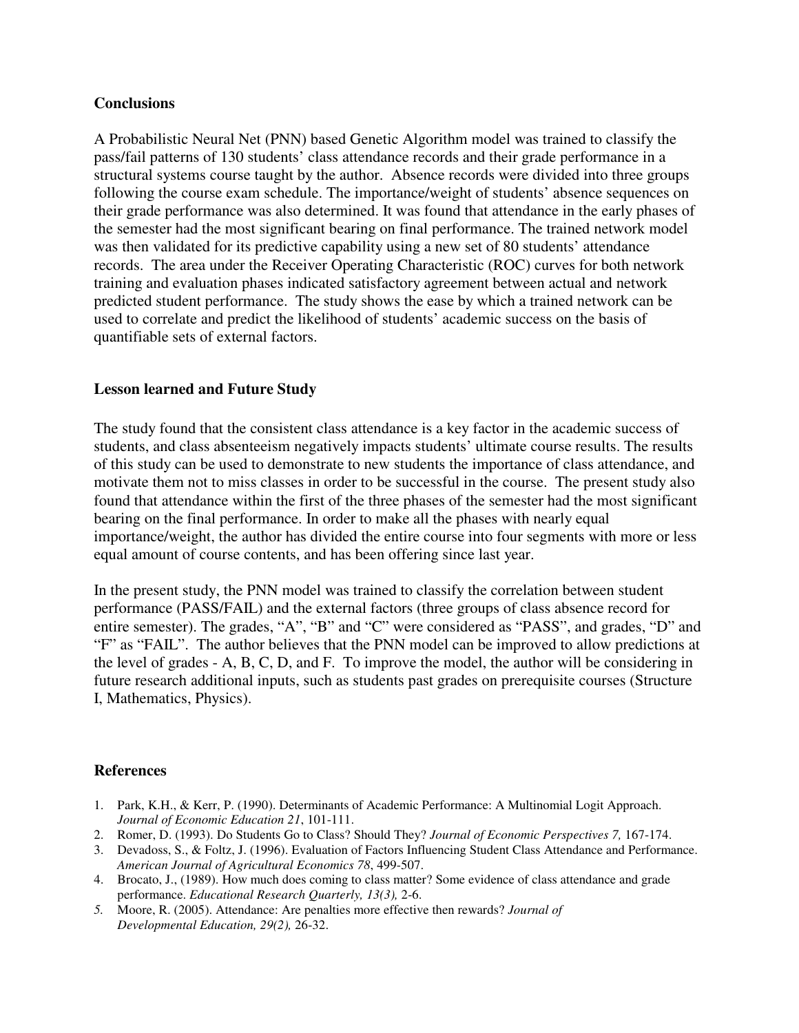## Conclusions

A Probabilistic Neural Net (PNN) based Genetic Algorithm model was trained to classify the pass/fail patterns of 130 students' class attendance records and their grade performance in a structural systems course taught by the author. Absence records were divided into three groups following the course exam schedule. The importance/weight of students' absence sequences on their grade performance was also determined. It was found that attendance in the early phases of the semester had the most significant bearing on final performance. The trained network model was then validated for its predictive capability using a new set of 80 students' attendance records. The area under the Receiver Operating Characteristic (ROC) curves for both network training and evaluation phases indicated satisfactory agreement between actual and network predicted student performance. The study shows the ease by which a trained network can be used to correlate and predict the likelihood of students' academic success on the basis of quantifiable sets of external factors.

## Lesson learned and Future Study

The study found that the consistent class attendance is a key factor in the academic success of students, and class absenteeism negatively impacts students' ultimate course results. The results of this study can be used to demonstrate to new students the importance of class attendance, and motivate them not to miss classes in order to be successful in the course. The present study also found that attendance within the first of the three phases of the semester had the most significant bearing on the final performance. In order to make all the phases with nearly equal importance/weight, the author has divided the entire course into four segments with more or less equal amount of course contents, and has been offering since last year.

In the present study, the PNN model was trained to classify the correlation between student performance (PASS/FAIL) and the external factors (three groups of class absence record for entire semester). The grades, "A", "B" and "C" were considered as "PASS", and grades, "D" and "F" as "FAIL". The author believes that the PNN model can be improved to allow predictions at the level of grades - A, B, C, D, and F. To improve the model, the author will be considering in future research additional inputs, such as students past grades on prerequisite courses (Structure I, Mathematics, Physics).

## References

1. Park, K.H., & Kerr, P. (1990). Determinants of Academic Performance: A Multinomial Logit Approach. *Journal of Economic Education 21*, 101-111.
2. Romer, D. (1993). Do Students Go to Class? Should They? *Journal of Economic Perspectives 7,* 167-174.
3. Devadoss, S., & Foltz, J. (1996). Evaluation of Factors Influencing Student Class Attendance and Performance. *American Journal of Agricultural Economics 78*, 499-507.
4. Brocato, J., (1989). How much does coming to class matter? Some evidence of class attendance and grade performance. *Educational Research Quarterly, 13(3),* 2-6.
5. Moore, R. (2005). Attendance: Are penalties more effective then rewards? *Journal of Developmental Education, 29(2),* 26-32.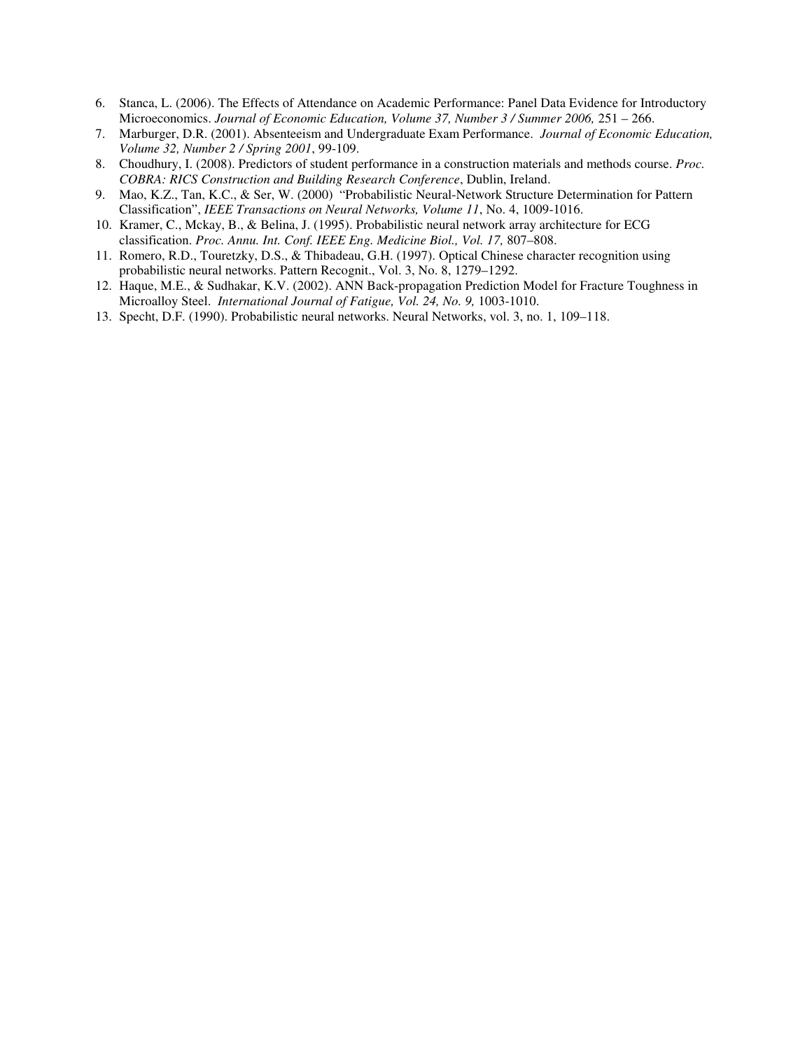6. Stanca, L. (2006). The Effects of Attendance on Academic Performance: Panel Data Evidence for Introductory Microeconomics. *Journal of Economic Education, Volume 37, Number 3 / Summer 2006,* 251 – 266.
7. Marburger, D.R. (2001). Absenteeism and Undergraduate Exam Performance. *Journal of Economic Education, Volume 32, Number 2 / Spring 2001*, 99-109.
8. Choudhury, I. (2008). Predictors of student performance in a construction materials and methods course. *Proc. COBRA: RICS Construction and Building Research Conference*, Dublin, Ireland.
9. Mao, K.Z., Tan, K.C., & Ser, W. (2000) "Probabilistic Neural-Network Structure Determination for Pattern Classification", *IEEE Transactions on Neural Networks, Volume 11*, No. 4, 1009-1016.
10. Kramer, C., Mckay, B., & Belina, J. (1995). Probabilistic neural network array architecture for ECG classification. *Proc. Annu. Int. Conf. IEEE Eng. Medicine Biol., Vol. 17,* 807–808.
11. Romero, R.D., Touretzky, D.S., & Thibadeau, G.H. (1997). Optical Chinese character recognition using probabilistic neural networks. Pattern Recognit., Vol. 3, No. 8, 1279–1292.
12. Haque, M.E., & Sudhakar, K.V. (2002). ANN Back-propagation Prediction Model for Fracture Toughness in Microalloy Steel. *International Journal of Fatigue, Vol. 24, No. 9,* 1003-1010.
13. Specht, D.F. (1990). Probabilistic neural networks. Neural Networks, vol. 3, no. 1, 109–118.